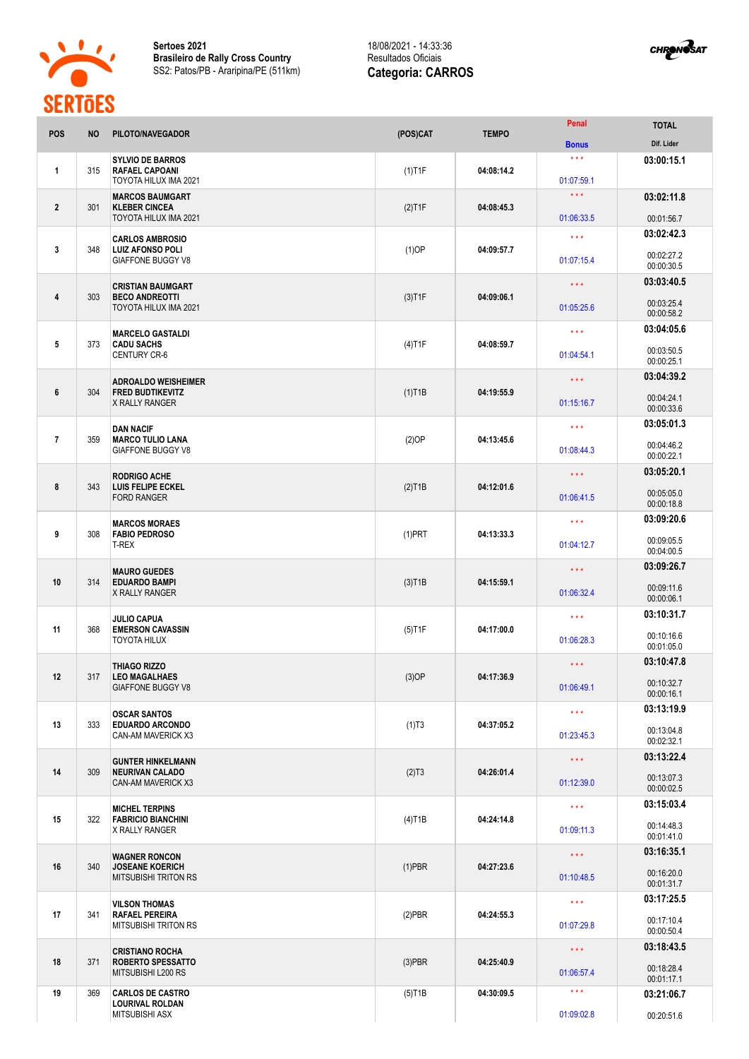**Sertoes 2021**
**Brasileiro de Rally Cross Country**
SS2: Patos/PB - Araripina/PE (511km)

18/08/2021 - 14:33:36
Resultados Oficiais
**Categoria: CARROS**

| POS | NO | PILOTO/NAVEGADOR | (POS)CAT | TEMPO | Penal / Bonus | TOTAL / Dif. Lider |
|---|---|---|---|---|---|---|
| 1 | 315 | **SYLVIO DE BARROS** **RAFAEL CAPOANI** TOYOTA HILUX IMA 2021 | (1)T1F | 04:08:14.2 | \*\*\* 01:07:59.1 | **03:00:15.1** |
| 2 | 301 | **MARCOS BAUMGART** **KLEBER CINCEA** TOYOTA HILUX IMA 2021 | (2)T1F | 04:08:45.3 | \*\*\* 01:06:33.5 | **03:02:11.8** 00:01:56.7 |
| 3 | 348 | **CARLOS AMBROSIO** **LUIZ AFONSO POLI** GIAFFONE BUGGY V8 | (1)OP | 04:09:57.7 | \*\*\* 01:07:15.4 | **03:02:42.3** 00:02:27.2 00:00:30.5 |
| 4 | 303 | **CRISTIAN BAUMGART** **BECO ANDREOTTI** TOYOTA HILUX IMA 2021 | (3)T1F | 04:09:06.1 | \*\*\* 01:05:25.6 | **03:03:40.5** 00:03:25.4 00:00:58.2 |
| 5 | 373 | **MARCELO GASTALDI** **CADU SACHS** CENTURY CR-6 | (4)T1F | 04:08:59.7 | \*\*\* 01:04:54.1 | **03:04:05.6** 00:03:50.5 00:00:25.1 |
| 6 | 304 | **ADROALDO WEISHEIMER** **FRED BUDTIKEVITZ** X RALLY RANGER | (1)T1B | 04:19:55.9 | \*\*\* 01:15:16.7 | **03:04:39.2** 00:04:24.1 00:00:33.6 |
| 7 | 359 | **DAN NACIF** **MARCO TULIO LANA** GIAFFONE BUGGY V8 | (2)OP | 04:13:45.6 | \*\*\* 01:08:44.3 | **03:05:01.3** 00:04:46.2 00:00:22.1 |
| 8 | 343 | **RODRIGO ACHE** **LUIS FELIPE ECKEL** FORD RANGER | (2)T1B | 04:12:01.6 | \*\*\* 01:06:41.5 | **03:05:20.1** 00:05:05.0 00:00:18.8 |
| 9 | 308 | **MARCOS MORAES** **FABIO PEDROSO** T-REX | (1)PRT | 04:13:33.3 | \*\*\* 01:04:12.7 | **03:09:20.6** 00:09:05.5 00:04:00.5 |
| 10 | 314 | **MAURO GUEDES** **EDUARDO BAMPI** X RALLY RANGER | (3)T1B | 04:15:59.1 | \*\*\* 01:06:32.4 | **03:09:26.7** 00:09:11.6 00:00:06.1 |
| 11 | 368 | **JULIO CAPUA** **EMERSON CAVASSIN** TOYOTA HILUX | (5)T1F | 04:17:00.0 | \*\*\* 01:06:28.3 | **03:10:31.7** 00:10:16.6 00:01:05.0 |
| 12 | 317 | **THIAGO RIZZO** **LEO MAGALHAES** GIAFFONE BUGGY V8 | (3)OP | 04:17:36.9 | \*\*\* 01:06:49.1 | **03:10:47.8** 00:10:32.7 00:00:16.1 |
| 13 | 333 | **OSCAR SANTOS** **EDUARDO ARCONDO** CAN-AM MAVERICK X3 | (1)T3 | 04:37:05.2 | \*\*\* 01:23:45.3 | **03:13:19.9** 00:13:04.8 00:02:32.1 |
| 14 | 309 | **GUNTER HINKELMANN** **NEURIVAN CALADO** CAN-AM MAVERICK X3 | (2)T3 | 04:26:01.4 | \*\*\* 01:12:39.0 | **03:13:22.4** 00:13:07.3 00:00:02.5 |
| 15 | 322 | **MICHEL TERPINS** **FABRICIO BIANCHINI** X RALLY RANGER | (4)T1B | 04:24:14.8 | \*\*\* 01:09:11.3 | **03:15:03.4** 00:14:48.3 00:01:41.0 |
| 16 | 340 | **WAGNER RONCON** **JOSEANE KOERICH** MITSUBISHI TRITON RS | (1)PBR | 04:27:23.6 | \*\*\* 01:10:48.5 | **03:16:35.1** 00:16:20.0 00:01:31.7 |
| 17 | 341 | **VILSON THOMAS** **RAFAEL PEREIRA** MITSUBISHI TRITON RS | (2)PBR | 04:24:55.3 | \*\*\* 01:07:29.8 | **03:17:25.5** 00:17:10.4 00:00:50.4 |
| 18 | 371 | **CRISTIANO ROCHA** **ROBERTO SPESSATTO** MITSUBISHI L200 RS | (3)PBR | 04:25:40.9 | \*\*\* 01:06:57.4 | **03:18:43.5** 00:18:28.4 00:01:17.1 |
| 19 | 369 | **CARLOS DE CASTRO** **LOURIVAL ROLDAN** MITSUBISHI ASX | (5)T1B | 04:30:09.5 | \*\*\* 01:09:02.8 | **03:21:06.7** 00:20:51.6 |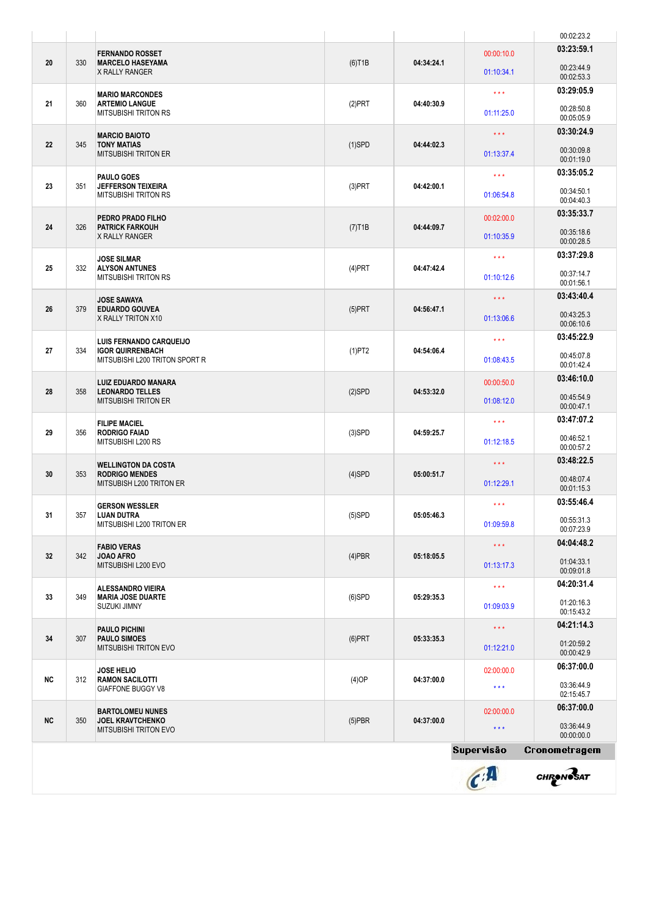| | | | | | | |
|---|---|---|---|---|---|---|
| | | | | | | 00:02:23.2 |
| 20 | 330 | **FERNANDO ROSSET**<br>**MARCELO HASEYAMA**<br>X RALLY RANGER | (6)T1B | 04:34:24.1 | 00:00:10.0<br>01:10:34.1 | **03:23:59.1**<br>00:23:44.9<br>00:02:53.3 |
| 21 | 360 | **MARIO MARCONDES**<br>**ARTEMIO LANGUE**<br>MITSUBISHI TRITON RS | (2)PRT | 04:40:30.9 | \*\*\*<br>01:11:25.0 | **03:29:05.9**<br>00:28:50.8<br>00:05:05.9 |
| 22 | 345 | **MARCIO BAIOTO**<br>**TONY MATIAS**<br>MITSUBISHI TRITON ER | (1)SPD | 04:44:02.3 | \*\*\*<br>01:13:37.4 | **03:30:24.9**<br>00:30:09.8<br>00:01:19.0 |
| 23 | 351 | **PAULO GOES**<br>**JEFFERSON TEIXEIRA**<br>MITSUBISHI TRITON RS | (3)PRT | 04:42:00.1 | \*\*\*<br>01:06:54.8 | **03:35:05.2**<br>00:34:50.1<br>00:04:40.3 |
| 24 | 326 | **PEDRO PRADO FILHO**<br>**PATRICK FARKOUH**<br>X RALLY RANGER | (7)T1B | 04:44:09.7 | 00:02:00.0<br>01:10:35.9 | **03:35:33.7**<br>00:35:18.6<br>00:00:28.5 |
| 25 | 332 | **JOSE SILMAR**<br>**ALYSON ANTUNES**<br>MITSUBISHI TRITON RS | (4)PRT | 04:47:42.4 | \*\*\*<br>01:10:12.6 | **03:37:29.8**<br>00:37:14.7<br>00:01:56.1 |
| 26 | 379 | **JOSE SAWAYA**<br>**EDUARDO GOUVEA**<br>X RALLY TRITON X10 | (5)PRT | 04:56:47.1 | \*\*\*<br>01:13:06.6 | **03:43:40.4**<br>00:43:25.3<br>00:06:10.6 |
| 27 | 334 | **LUIS FERNANDO CARQUEIJO**<br>**IGOR QUIRRENBACH**<br>MITSUBISHI L200 TRITON SPORT R | (1)PT2 | 04:54:06.4 | \*\*\*<br>01:08:43.5 | **03:45:22.9**<br>00:45:07.8<br>00:01:42.4 |
| 28 | 358 | **LUIZ EDUARDO MANARA**<br>**LEONARDO TELLES**<br>MITSUBISHI TRITON ER | (2)SPD | 04:53:32.0 | 00:00:50.0<br>01:08:12.0 | **03:46:10.0**<br>00:45:54.9<br>00:00:47.1 |
| 29 | 356 | **FILIPE MACIEL**<br>**RODRIGO FAIAD**<br>MITSUBISHI L200 RS | (3)SPD | 04:59:25.7 | \*\*\*<br>01:12:18.5 | **03:47:07.2**<br>00:46:52.1<br>00:00:57.2 |
| 30 | 353 | **WELLINGTON DA COSTA**<br>**RODRIGO MENDES**<br>MITSUBISH L200 TRITON ER | (4)SPD | 05:00:51.7 | \*\*\*<br>01:12:29.1 | **03:48:22.5**<br>00:48:07.4<br>00:01:15.3 |
| 31 | 357 | **GERSON WESSLER**<br>**LUAN DUTRA**<br>MITSUBISHI L200 TRITON ER | (5)SPD | 05:05:46.3 | \*\*\*<br>01:09:59.8 | **03:55:46.4**<br>00:55:31.3<br>00:07:23.9 |
| 32 | 342 | **FABIO VERAS**<br>**JOAO AFRO**<br>MITSUBISHI L200 EVO | (4)PBR | 05:18:05.5 | \*\*\*<br>01:13:17.3 | **04:04:48.2**<br>01:04:33.1<br>00:09:01.8 |
| 33 | 349 | **ALESSANDRO VIEIRA**<br>**MARIA JOSE DUARTE**<br>SUZUKI JIMNY | (6)SPD | 05:29:35.3 | \*\*\*<br>01:09:03.9 | **04:20:31.4**<br>01:20:16.3<br>00:15:43.2 |
| 34 | 307 | **PAULO PICHINI**<br>**PAULO SIMOES**<br>MITSUBISHI TRITON EVO | (6)PRT | 05:33:35.3 | \*\*\*<br>01:12:21.0 | **04:21:14.3**<br>01:20:59.2<br>00:00:42.9 |
| NC | 312 | **JOSE HELIO**<br>**RAMON SACILOTTI**<br>GIAFFONE BUGGY V8 | (4)OP | 04:37:00.0 | 02:00:00.0<br>\*\*\* | **06:37:00.0**<br>03:36:44.9<br>02:15:45.7 |
| NC | 350 | **BARTOLOMEU NUNES**<br>**JOEL KRAVTCHENKO**<br>MITSUBISHI TRITON EVO | (5)PBR | 04:37:00.0 | 02:00:00.0<br>\*\*\* | **06:37:00.0**<br>03:36:44.9<br>00:00:00.0 |

**Supervisão** **Cronometragem**

CBA CHRONOSAT